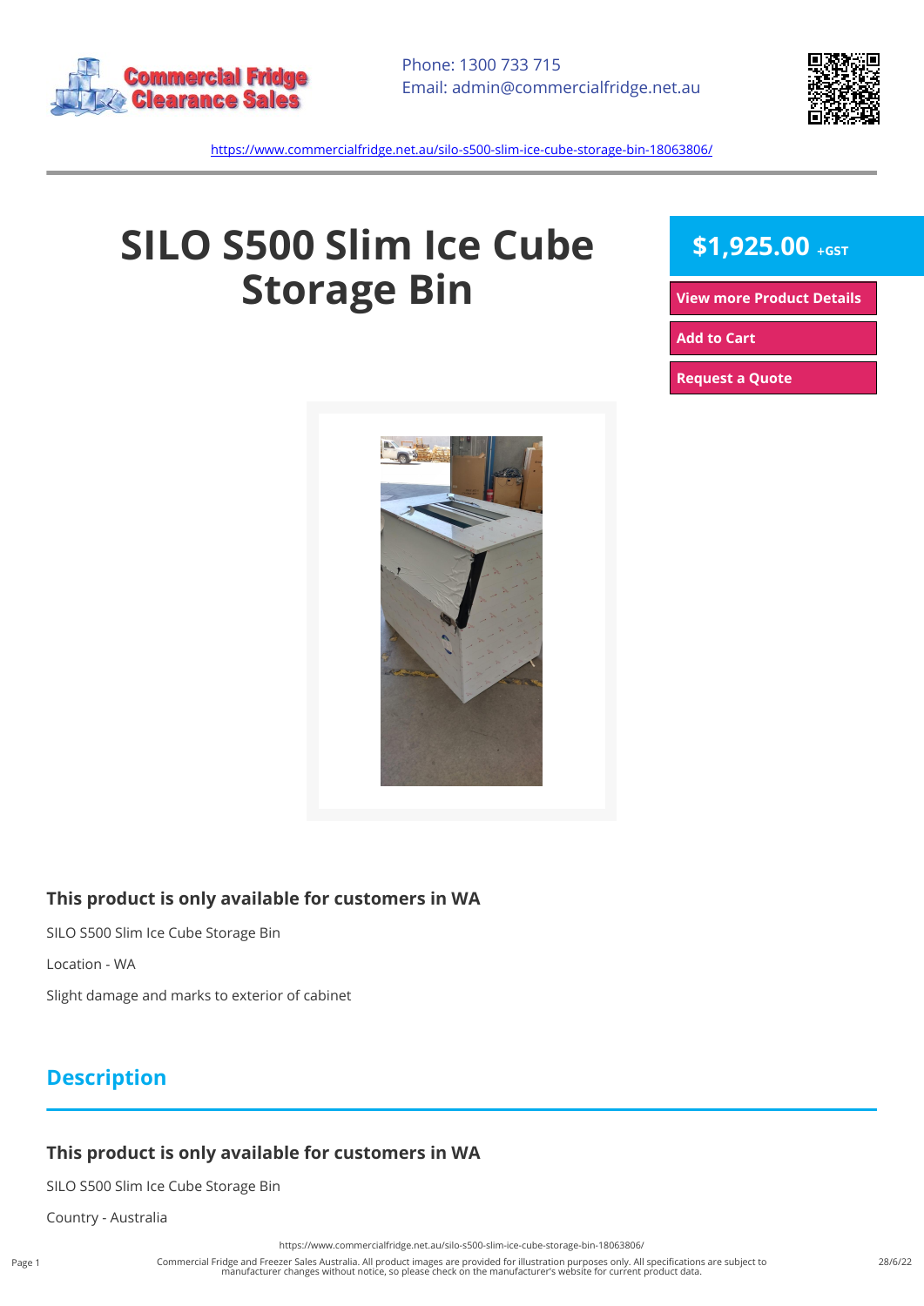Phone: 1300 733 715
Email: admin@commercialfridge.net.au

https://www.commercialfridge.net.au/silo-s500-slim-ice-cube-storage-bin-18063806/

# SILO S500 Slim Ice Cube Storage Bin

**$1,925.00** +GST

View more Product Details

Add to Cart

Request a Quote

### This product is only available for customers in WA

SILO S500 Slim Ice Cube Storage Bin

Location - WA

Slight damage and marks to exterior of cabinet

## Description

### This product is only available for customers in WA

SILO S500 Slim Ice Cube Storage Bin

Country - Australia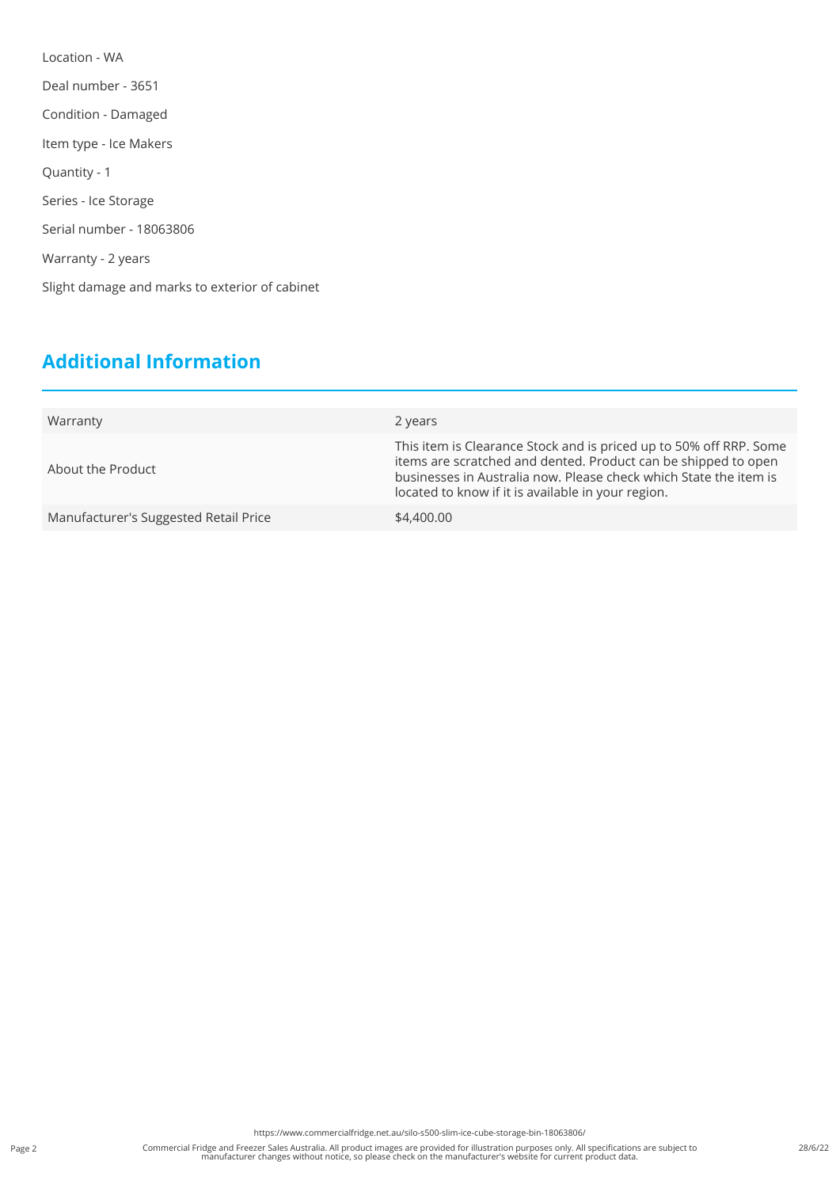Location - WA

Deal number - 3651

Condition - Damaged

Item type - Ice Makers

Quantity - 1

Series - Ice Storage

Serial number - 18063806

Warranty - 2 years

Slight damage and marks to exterior of cabinet

## Additional Information

| | |
|---|---|
| Warranty | 2 years |
| About the Product | This item is Clearance Stock and is priced up to 50% off RRP. Some items are scratched and dented. Product can be shipped to open businesses in Australia now. Please check which State the item is located to know if it is available in your region. |
| Manufacturer's Suggested Retail Price | $4,400.00 |